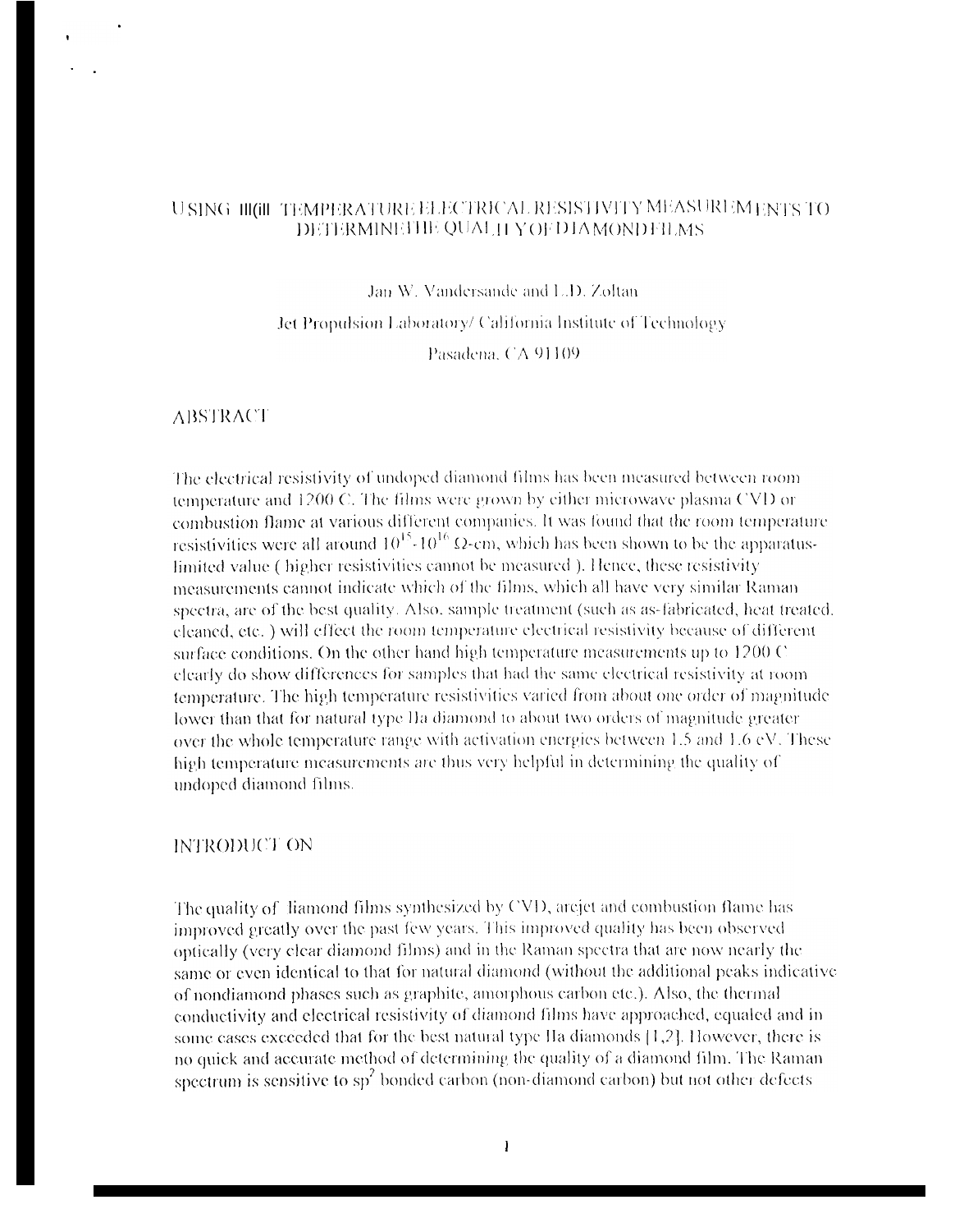# USING HIGH TEMPERATURE ELECTRICAL RESISTIVITY MEASUREMENTS TO DETERMINE THE QUALITY OF DIAMOND FILMS

Jan W. Vandersande and L.D. Zoltan

Jet Propulsion Laboratory/ California Institute of Technology

Pasadena, CA 91109

## ABSTRACT

The electrical resistivity of undoped diamond films has been measured between room temperature and 1200 C. The films were grown by either microwave plasma CVD or combustion flame at various different companies. It was found that the room temperature resistivities were all around $10^{15}$-$10^{16}$ Ω-cm, which has been shown to be the apparatus-limited value ( higher resistivities cannot be measured ). Hence, these resistivity measurements cannot indicate which of the films, which all have very similar Raman spectra, are of the best quality. Also, sample treatment (such as as-fabricated, heat treated, cleaned, etc. ) will effect the room temperature electrical resistivity because of different surface conditions. On the other hand high temperature measurements up to 1200 C clearly do show differences for samples that had the same electrical resistivity at room temperature. The high temperature resistivities varied from about one order of magnitude lower than that for natural type IIa diamond to about two orders of magnitude greater over the whole temperature range with activation energies between 1.5 and 1.6 eV. These high temperature measurements are thus very helpful in determining the quality of undoped diamond films.

## INTRODUCTION

The quality of diamond films synthesized by CVD, arcjet and combustion flame has improved greatly over the past few years. This improved quality has been observed optically (very clear diamond films) and in the Raman spectra that are now nearly the same or even identical to that for natural diamond (without the additional peaks indicative of nondiamond phases such as graphite, amorphous carbon etc.). Also, the thermal conductivity and electrical resistivity of diamond films have approached, equaled and in some cases exceeded that for the best natural type IIa diamonds [1,2]. However, there is no quick and accurate method of determining the quality of a diamond film. The Raman spectrum is sensitive to $sp^2$ bonded carbon (non-diamond carbon) but not other defects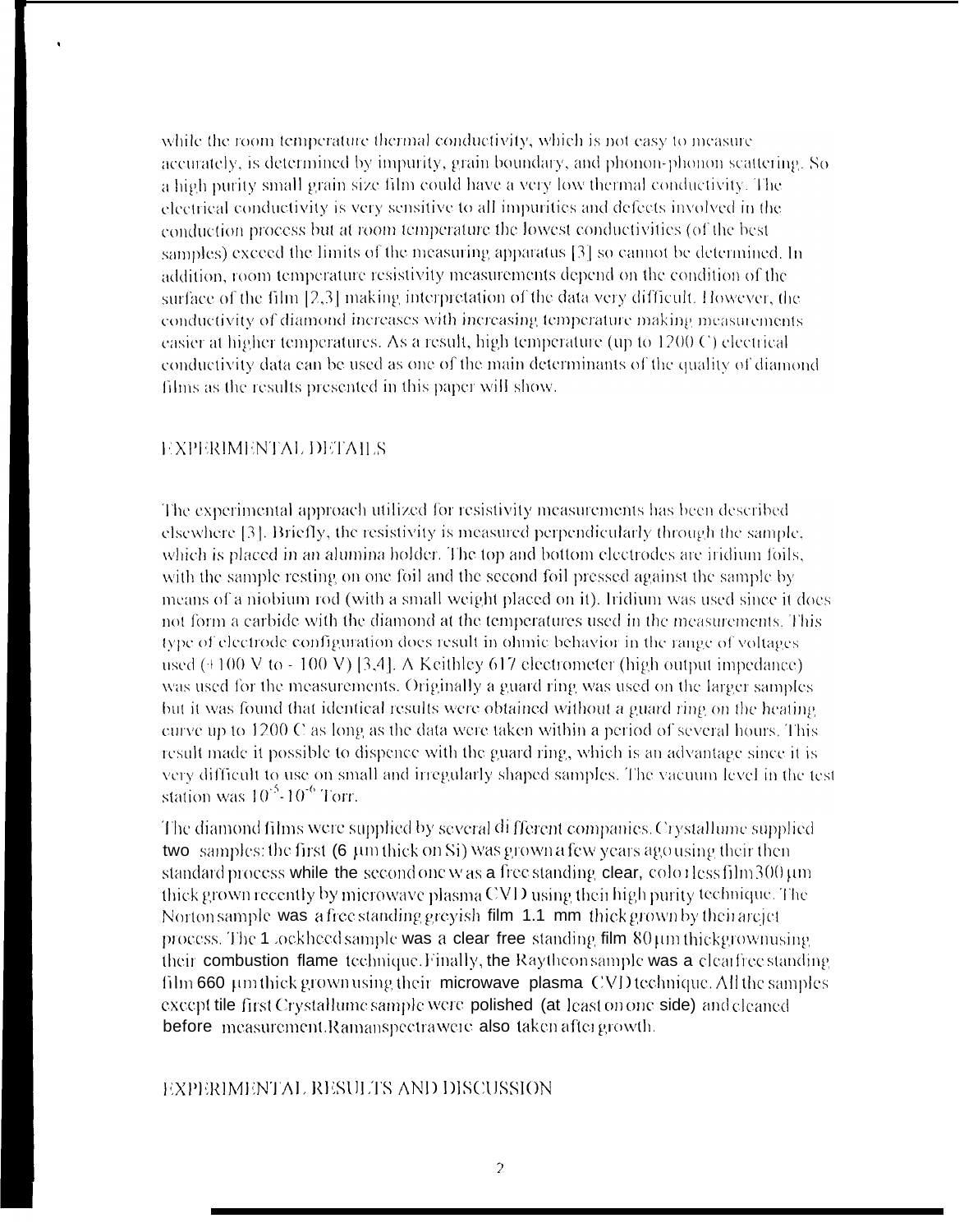while the room temperature thermal conductivity, which is not easy to measure accurately, is determined by impurity, grain boundary, and phonon-phonon scattering. So a high purity small grain size film could have a very low thermal conductivity. The electrical conductivity is very sensitive to all impurities and defects involved in the conduction process but at room temperature the lowest conductivities (of the best samples) exceed the limits of the measuring apparatus [3] so cannot be determined. In addition, room temperature resistivity measurements depend on the condition of the surface of the film [2,3] making interpretation of the data very difficult. However, the conductivity of diamond increases with increasing temperature making measurements easier at higher temperatures. As a result, high temperature (up to 1200 C) electrical conductivity data can be used as one of the main determinants of the quality of diamond films as the results presented in this paper will show.

## EXPERIMENTAL DETAILS

The experimental approach utilized for resistivity measurements has been described elsewhere [3]. Briefly, the resistivity is measured perpendicularly through the sample, which is placed in an alumina holder. The top and bottom electrodes are iridium foils, with the sample resting on one foil and the second foil pressed against the sample by means of a niobium rod (with a small weight placed on it). Iridium was used since it does not form a carbide with the diamond at the temperatures used in the measurements. This type of electrode configuration does result in ohmic behavior in the range of voltages used (+100 V to - 100 V) [3,4]. A Keithley 617 electrometer (high output impedance) was used for the measurements. Originally a guard ring was used on the larger samples but it was found that identical results were obtained without a guard ring on the heating curve up to 1200 C as long as the data were taken within a period of several hours. This result made it possible to dispence with the guard ring, which is an advantage since it is very difficult to use on small and irregularly shaped samples. The vacuum level in the test station was $10^{-5}$-$10^{-6}$ Torr.

The diamond films were supplied by several different companies. Crystallume supplied two samples: the first (6 μm thick on Si) was grown a few years ago using their then standard process while the second one was a free standing clear, colorless film 300 μm thick grown recently by microwave plasma CVD using their high purity technique. The Norton sample was a free standing greyish film 1.1 mm thick grown by their arcjet process. The Lockheed sample was a clear free standing film 80 μm thick grown using their combustion flame technique. Finally, the Raytheon sample was a clear free standing film 660 μm thick grown using their microwave plasma CVD technique. All the samples except the first Crystallume sample were polished (at least on one side) and cleaned before measurement. Raman spectra were also taken after growth.

## EXPERIMENTAL RESULTS AND DISCUSSION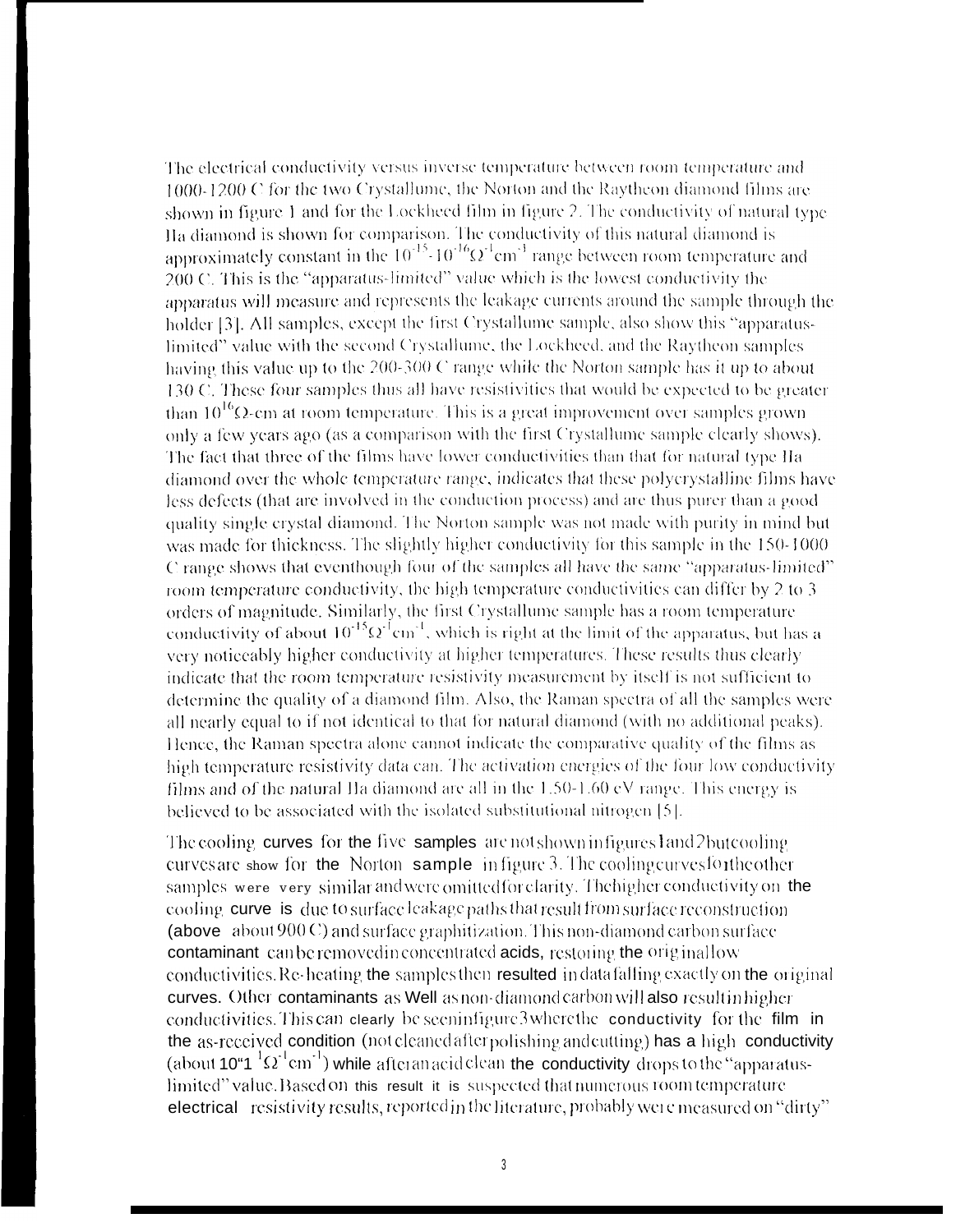The electrical conductivity versus inverse temperature between room temperature and 1000-1200 C for the two Crystallume, the Norton and the Raytheon diamond films are shown in figure 1 and for the Lockheed film in figure 2. The conductivity of natural type IIa diamond is shown for comparison. The conductivity of this natural diamond is approximately constant in the $10^{-15}$-$10^{-16}\Omega^{-1}cm^{-1}$ range between room temperature and 200 C. This is the "apparatus-limited" value which is the lowest conductivity the apparatus will measure and represents the leakage currents around the sample through the holder [3]. All samples, except the first Crystallume sample, also show this "apparatus-limited" value with the second Crystallume, the Lockheed, and the Raytheon samples having this value up to the 200-300 C range while the Norton sample has it up to about 130 C. These four samples thus all have resistivities that would be expected to be greater than $10^{16}\Omega$-cm at room temperature. This is a great improvement over samples grown only a few years ago (as a comparison with the first Crystallume sample clearly shows). The fact that three of the films have lower conductivities than that for natural type IIa diamond over the whole temperature range, indicates that these polycrystalline films have less defects (that are involved in the conduction process) and are thus purer than a good quality single crystal diamond. The Norton sample was not made with purity in mind but was made for thickness. The slightly higher conductivity for this sample in the 150-1000 C range shows that eventhough four of the samples all have the same "apparatus-limited" room temperature conductivity, the high temperature conductivities can differ by 2 to 3 orders of magnitude. Similarly, the first Crystallume sample has a room temperature conductivity of about $10^{-15}\Omega^{-1}cm^{-1}$, which is right at the limit of the apparatus, but has a very noticeably higher conductivity at higher temperatures. These results thus clearly indicate that the room temperature resistivity measurement by itself is not sufficient to determine the quality of a diamond film. Also, the Raman spectra of all the samples were all nearly equal to if not identical to that for natural diamond (with no additional peaks). Hence, the Raman spectra alone cannot indicate the comparative quality of the films as high temperature resistivity data can. The activation energies of the four low conductivity films and of the natural IIa diamond are all in the 1.50-1.60 eV range. This energy is believed to be associated with the isolated substitutional nitrogen [5].

The cooling curves for the five samples are not shown in figures 1 and 2 but cooling curves are show for the Norton sample in figure 3. The cooling curves for the other samples were very similar and were omitted for clarity. The higher conductivity on the cooling curve is due to surface leakage paths that result from surface reconstruction (above about 900 C) and surface graphitization. This non-diamond carbon surface contaminant can be removed in concentrated acids, restoring the original low conductivities. Re-heating the samples then resulted in data falling exactly on the original curves. Other contaminants as well as non-diamond carbon will also result in higher conductivities. This can clearly be seen in figure 3 where the conductivity for the film in the as-received condition (not cleaned after polishing and cutting) has a high conductivity (about $10^{-11}\Omega^{-1}cm^{-1}$) while after an acid clean the conductivity drops to the "apparatus-limited" value. Based on this result it is suspected that numerous room temperature electrical resistivity results, reported in the literature, probably were measured on "dirty"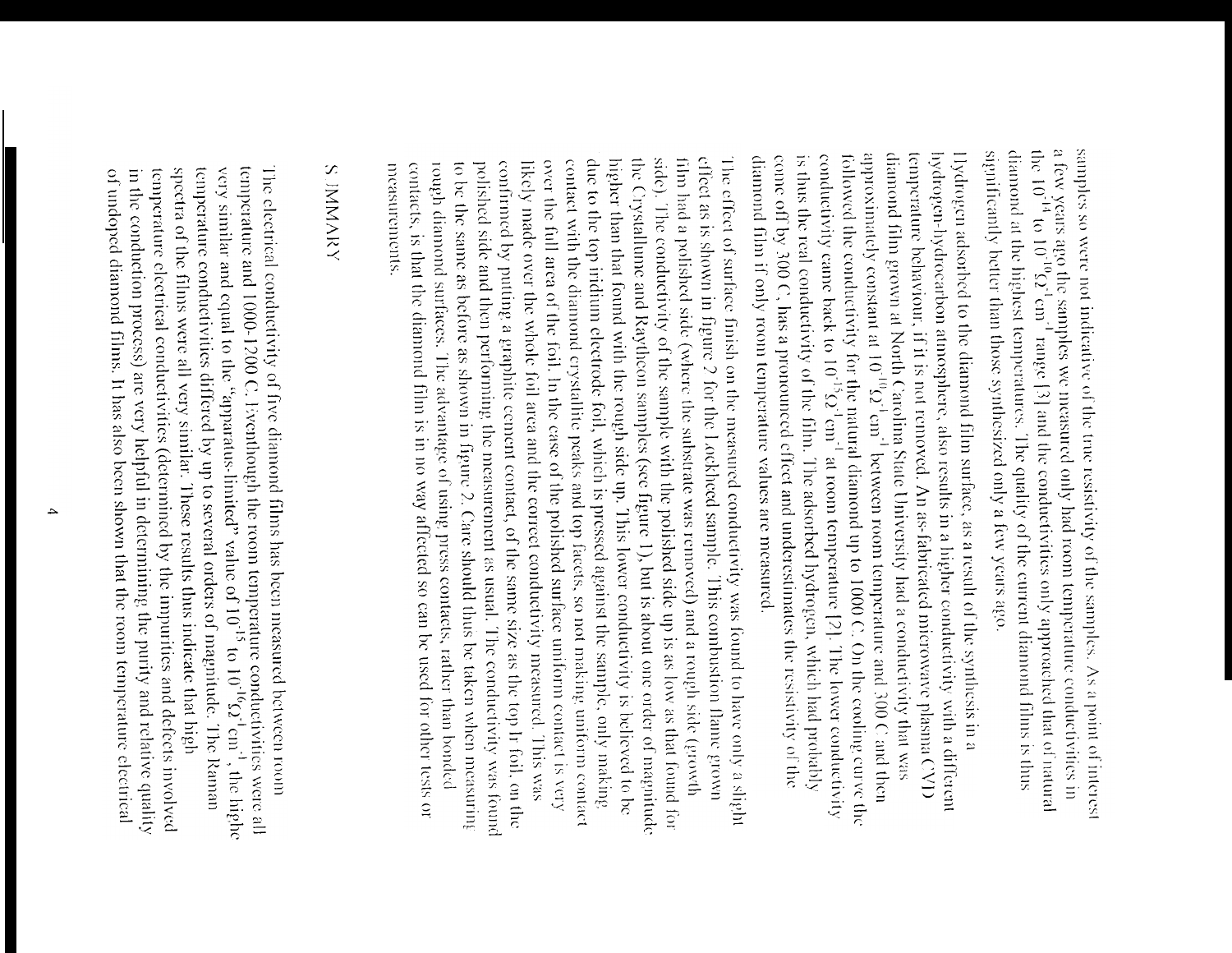samples so were not indicative of the true resistivity of the samples. As a point of interest a few years ago the samples we measured only had room temperature conductivities in the $10^{-14}$ to $10^{-10}\Omega^{-1}cm^{-1}$ range [3] and the conductivities only approached that of natural diamond at the highest temperatures. The quality of the current diamond films is thus significantly better than those synthesized only a few years ago.

Hydrogen adsorbed to the diamond film surface, as a result of the synthesis in a hydrogen-hydrocarbon atmosphere, also results in a higher conductivity with a different temperature behaviour, if it is not removed. An as-fabricated microwave plasma CVD diamond film grown at North Carolina State University had a conductivity that was approximately constant at $10^{-10}\Omega^{-1}cm^{-1}$ between room temperature and 300 C and then followed the conductivity for the natural diamond up to 1000 C. On the cooling curve the conductivity came back to $10^{-15}\Omega^{-1}cm^{-1}$ at room temperature [2]. The lower conductivity is thus the real conductivity of the film. The adsorbed hydrogen, which had probably come off by 300 C, has a pronounced effect and underestimates the resistivity of the diamond film if only room temperature values are measured.

The effect of surface finish on the measured conductivity was found to have only a slight effect as is shown in figure 2 for the Lockheed sample. This combustion flame grown film had a polished side (where the substrate was removed) and a rough side (growth side). The conductivity of the sample with the polished side up is as low as that found for the Crystallume and Raytheon samples (see figure 1), but is about one order of magnitude higher than that found with the rough side up. This lower conductivity is believed to be due to the top iridium electrode foil, which is pressed against the sample, only making contact with the diamond crystallite peaks and top facets, so not making uniform contact over the full area of the foil. In the case of the polished surface uniform contact is very likely made over the whole foil area and the correct conductivity measured. This was confirmed by putting a graphite cement contact, of the same size as the top Ir foil, on the polished side and then performing the measurement as usual. The conductivity was found to be the same as before as shown in figure 2. Care should thus be taken when measuring rough diamond surfaces. The advantage of using press contacts, rather than bonded contacts, is that the diamond film is in no way affected so can be used for other tests or measurements.

## SUMMARY

The electrical conductivity of five diamond films has been measured between room temperature and 1000-1200 C. Eventhough the room temperature conductivities were all very similar and equal to the "apparatus-limited" value of $10^{-15}$ to $10^{-16}\Omega^{-1}cm^{-1}$, the higher temperature conductivities differed by up to several orders of magnitude. The Raman spectra of the films were all very similar. These results thus indicate that high temperature electrical conductivities (determined by the impurities and defects involved in the conduction process) are very helpful in determining the purity and relative quality of undoped diamond films. It has also been shown that the room temperature electrical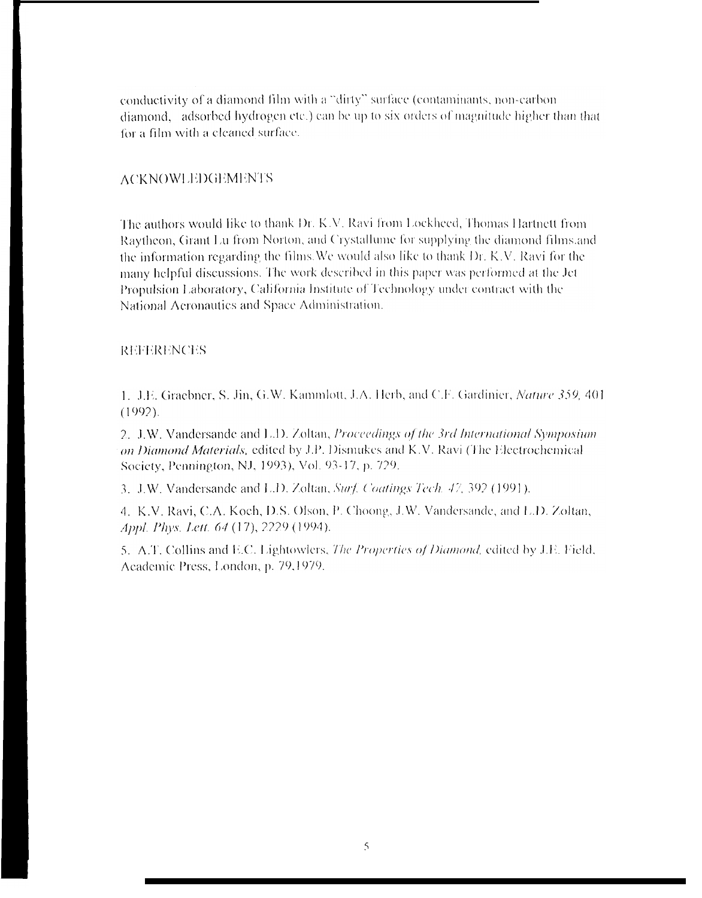conductivity of a diamond film with a "dirty" surface (contaminants, non-carbon diamond, adsorbed hydrogen etc.) can be up to six orders of magnitude higher than that for a film with a cleaned surface.

## ACKNOWLEDGEMENTS

The authors would like to thank Dr. K.V. Ravi from Lockheed, Thomas Hartnett from Raytheon, Grant Lu from Norton, and Crystallume for supplying the diamond films and the information regarding the films. We would also like to thank Dr. K.V. Ravi for the many helpful discussions. The work described in this paper was performed at the Jet Propulsion Laboratory, California Institute of Technology under contract with the National Aeronautics and Space Administration.

## REFERENCES

1. J.E. Graebner, S. Jin, G.W. Kammlott, J.A. Herb, and C.F. Gardinier, *Nature 359*, 401 (1992).

2. J.W. Vandersande and L.D. Zoltan, *Proceedings of the 3rd International Symposium on Diamond Materials*, edited by J.P. Dismukes and K.V. Ravi (The Electrochemical Society, Pennington, NJ, 1993), Vol. 93-17, p. 729.

3. J.W. Vandersande and L.D. Zoltan, *Surf. Coatings Tech. 47*, 392 (1991).

4. K.V. Ravi, C.A. Koch, D.S. Olson, P. Choong, J.W. Vandersande, and L.D. Zoltan, *Appl. Phys. Lett. 64* (17), 2229 (1994).

5. A.T. Collins and E.C. Lightowlers, *The Properties of Diamond*, edited by J.E. Field, Academic Press, London, p. 79, 1979.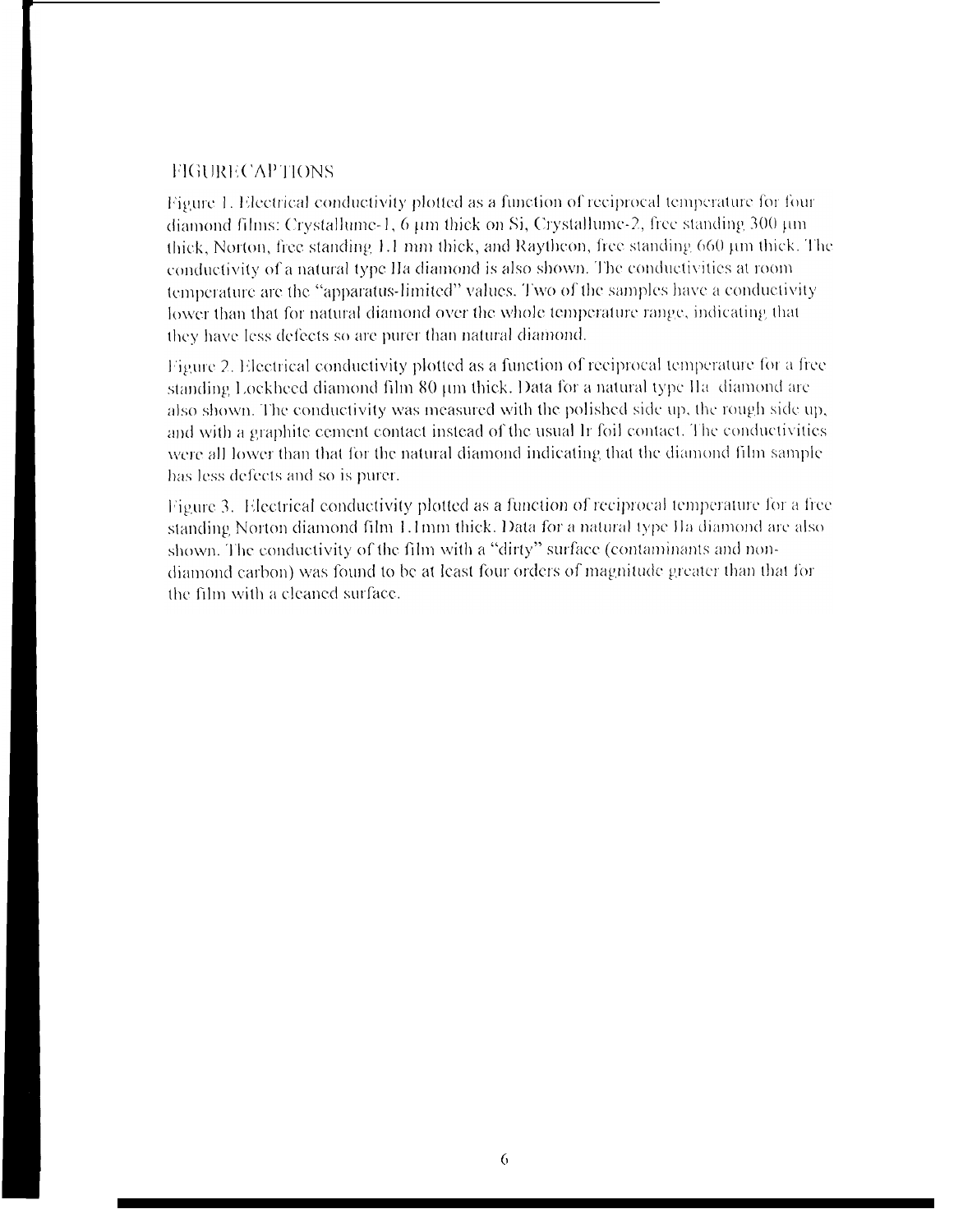## FIGURE CAPTIONS

Figure 1. Electrical conductivity plotted as a function of reciprocal temperature for four diamond films: Crystallume-1, 6 μm thick on Si, Crystallume-2, free standing 300 μm thick, Norton, free standing 1.1 mm thick, and Raytheon, free standing 660 μm thick. The conductivity of a natural type IIa diamond is also shown. The conductivities at room temperature are the "apparatus-limited" values. Two of the samples have a conductivity lower than that for natural diamond over the whole temperature range, indicating that they have less defects so are purer than natural diamond.

Figure 2. Electrical conductivity plotted as a function of reciprocal temperature for a free standing Lockheed diamond film 80 μm thick. Data for a natural type IIa diamond are also shown. The conductivity was measured with the polished side up, the rough side up, and with a graphite cement contact instead of the usual Ir foil contact. The conductivities were all lower than that for the natural diamond indicating that the diamond film sample has less defects and so is purer.

Figure 3. Electrical conductivity plotted as a function of reciprocal temperature for a free standing Norton diamond film 1.1mm thick. Data for a natural type IIa diamond are also shown. The conductivity of the film with a "dirty" surface (contaminants and non-diamond carbon) was found to be at least four orders of magnitude greater than that for the film with a cleaned surface.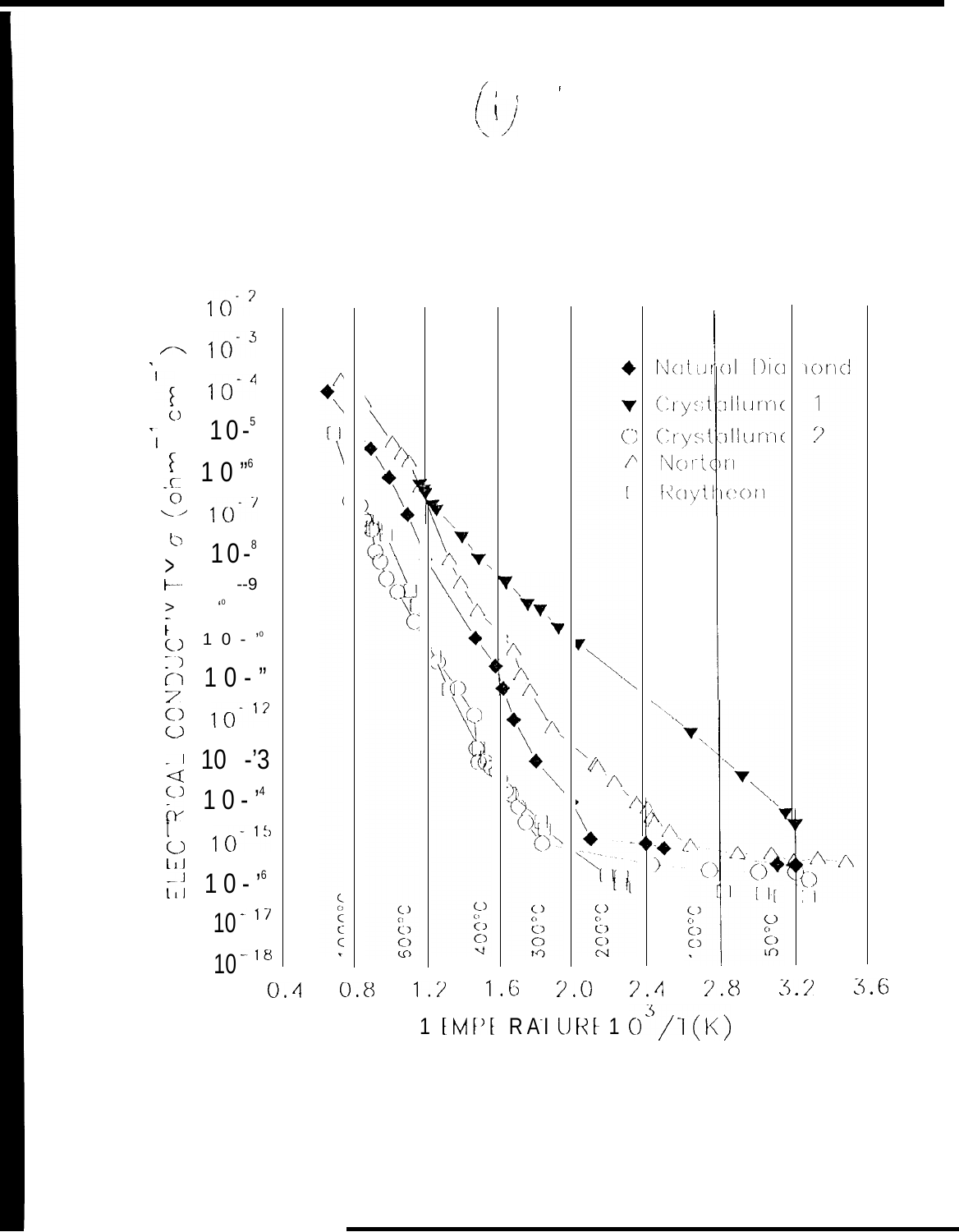ELECTRICAL CONDUCTIVITY $\sigma$ ($ohm^{-1}$ $cm^{-1}$)

$10^{-2}$, $10^{-3}$, $10^{-4}$, $10^{-5}$, $10^{-6}$, $10^{-7}$, $10^{-8}$, $10^{-9}$, $10^{-10}$, $10^{-11}$, $10^{-12}$, $10^{-13}$, $10^{-14}$, $10^{-15}$, $10^{-16}$, $10^{-17}$, $10^{-18}$

- ◆ Natural Diamond
- ▼ Crystallume 1
- ○ Crystallume 2
- △ Norton
- [ ] Raytheon

1000°C, 600°C, 400°C, 300°C, 200°C, 100°C, 50°C

0.4, 0.8, 1.2, 1.6, 2.0, 2.4, 2.8, 3.2, 3.6

TEMPERATURE $10^3/T(K)$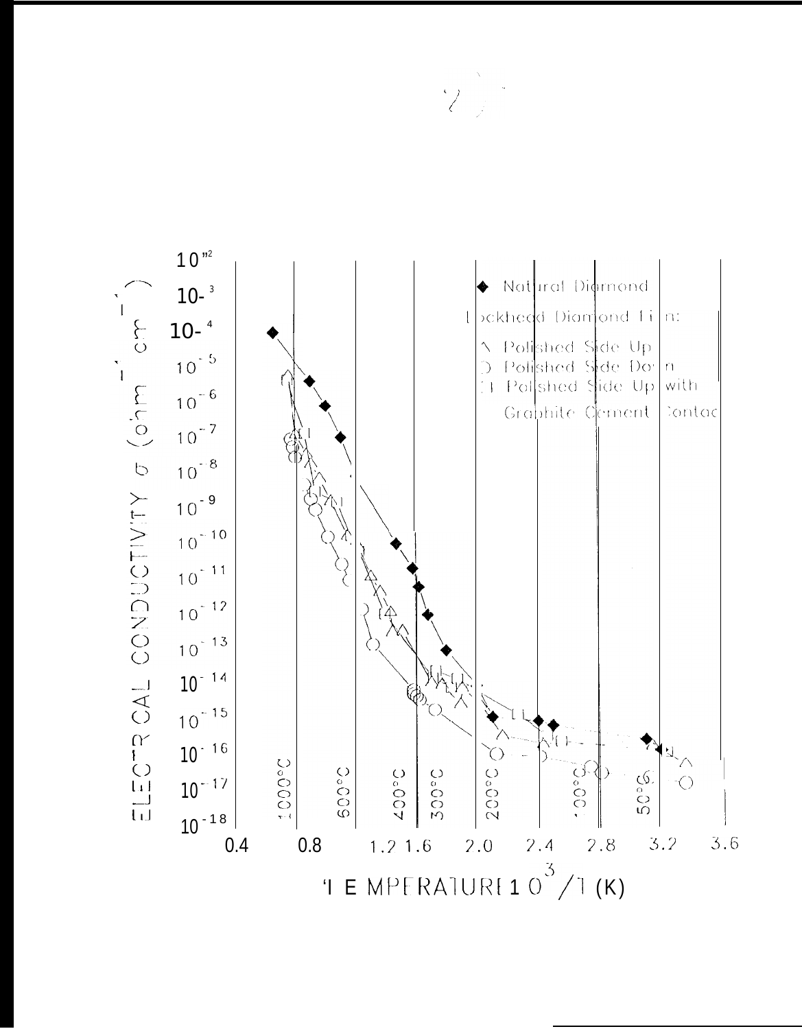ELECTRICAL CONDUCTIVITY $\sigma$ ($ohm^{-1}$ $cm^{-1}$)

$10^{-2}$, $10^{-3}$, $10^{-4}$, $10^{-5}$, $10^{-6}$, $10^{-7}$, $10^{-8}$, $10^{-9}$, $10^{-10}$, $10^{-11}$, $10^{-12}$, $10^{-13}$, $10^{-14}$, $10^{-15}$, $10^{-16}$, $10^{-17}$, $10^{-18}$

◆ Natural Diamond

Lockheed Diamond Film:

△ Polished Side Up

○ Polished Side Down

□ Polished Side Up with Graphite Cement Contact

1000°C 600°C 400°C 300°C 200°C 100°C 50°C

0.4 0.8 1.2 1.6 2.0 2.4 2.8 3.2 3.6

TEMPERATURE $10^{3}/T$ (K)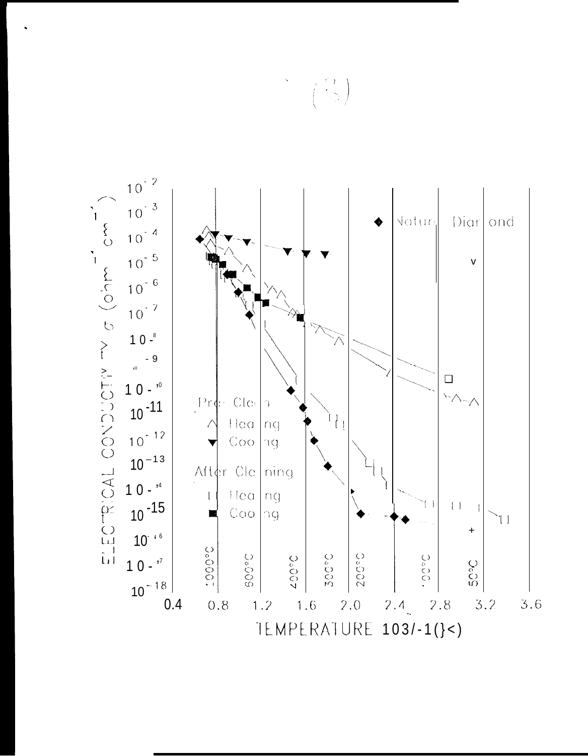ELECTRICAL CONDUCTIVITY σ (ohm$^{-1}$ cm$^{-1}$)

$10^{-2}$
$10^{-3}$
$10^{-4}$
$10^{-5}$
$10^{-6}$
$10^{-7}$
$10^{-8}$
$10^{-9}$
$10^{-10}$
$10^{-11}$
$10^{-12}$
$10^{-13}$
$10^{-14}$
$10^{-15}$
$10^{-16}$
$10^{-17}$
$10^{-18}$

Natural Diamond

Pre- Clean
Heating
Cooling

After Cleaning
Heating
Cooling

1000°C
600°C
400°C
300°C
200°C
100°C
50°C

0.4 0.8 1.2 1.6 2.0 2.4 2.8 3.2 3.6

TEMPERATURE $10^3$/T(K)